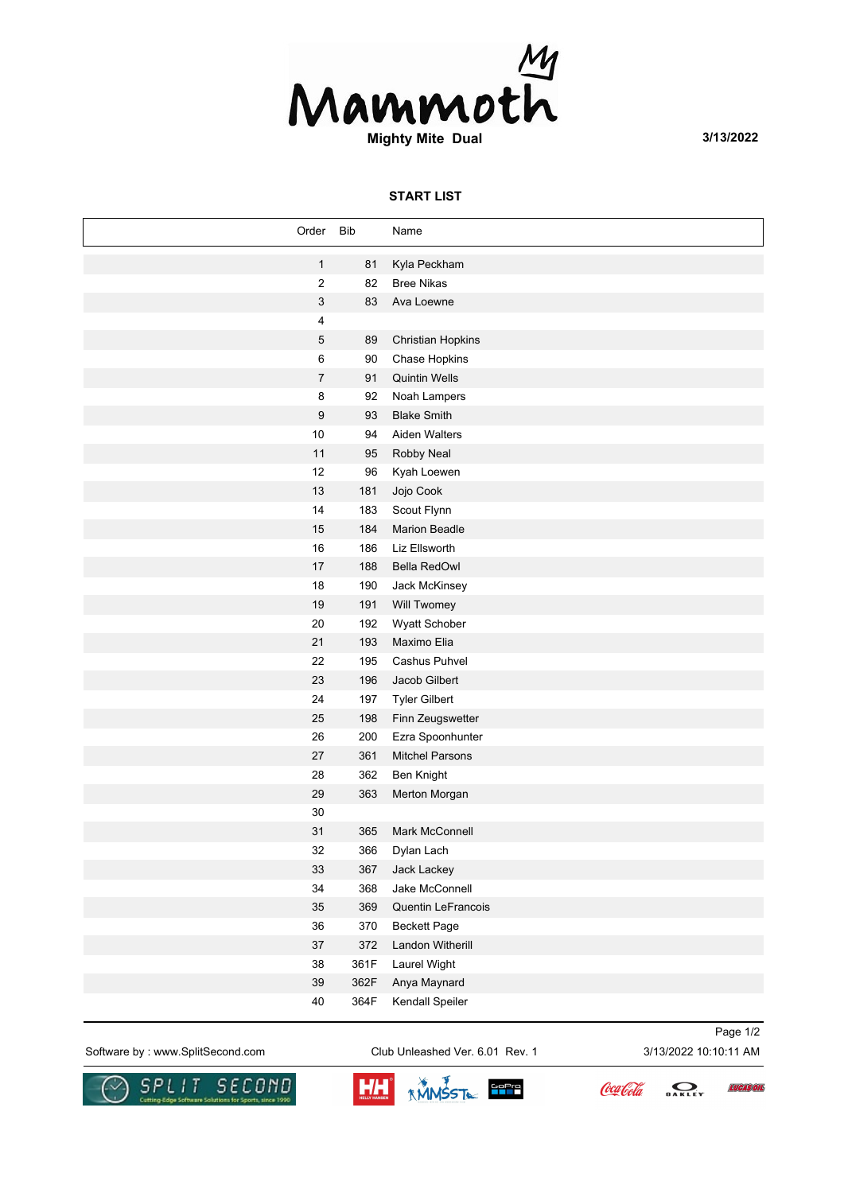# Mammoth

**Mighty Mite Dual**

**3/13/2022**

**START LIST**

| Order | Bib | Name |
|---|---|---|
| 1 | 81 | Kyla Peckham |
| 2 | 82 | Bree Nikas |
| 3 | 83 | Ava Loewne |
| 4 | | |
| 5 | 89 | Christian Hopkins |
| 6 | 90 | Chase Hopkins |
| 7 | 91 | Quintin Wells |
| 8 | 92 | Noah Lampers |
| 9 | 93 | Blake Smith |
| 10 | 94 | Aiden Walters |
| 11 | 95 | Robby Neal |
| 12 | 96 | Kyah Loewen |
| 13 | 181 | Jojo Cook |
| 14 | 183 | Scout Flynn |
| 15 | 184 | Marion Beadle |
| 16 | 186 | Liz Ellsworth |
| 17 | 188 | Bella RedOwl |
| 18 | 190 | Jack McKinsey |
| 19 | 191 | Will Twomey |
| 20 | 192 | Wyatt Schober |
| 21 | 193 | Maximo Elia |
| 22 | 195 | Cashus Puhvel |
| 23 | 196 | Jacob Gilbert |
| 24 | 197 | Tyler Gilbert |
| 25 | 198 | Finn Zeugswetter |
| 26 | 200 | Ezra Spoonhunter |
| 27 | 361 | Mitchel Parsons |
| 28 | 362 | Ben Knight |
| 29 | 363 | Merton Morgan |
| 30 | | |
| 31 | 365 | Mark McConnell |
| 32 | 366 | Dylan Lach |
| 33 | 367 | Jack Lackey |
| 34 | 368 | Jake McConnell |
| 35 | 369 | Quentin LeFrancois |
| 36 | 370 | Beckett Page |
| 37 | 372 | Landon Witherill |
| 38 | 361F | Laurel Wight |
| 39 | 362F | Anya Maynard |
| 40 | 364F | Kendall Speiler |

Software by : www.SplitSecond.com    Club Unleashed Ver. 6.01 Rev. 1    3/13/2022 10:10:11 AM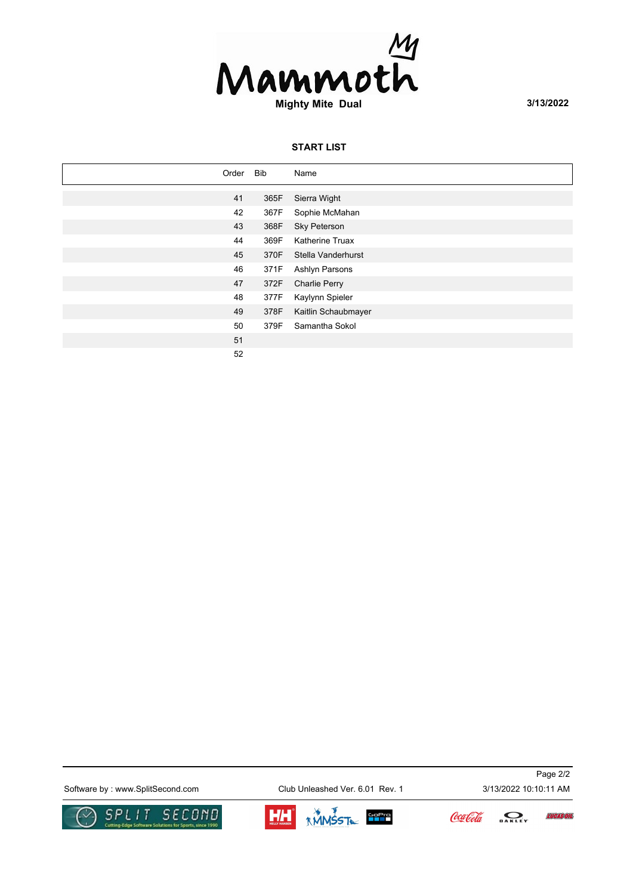Mammoth

**Mighty Mite Dual**

**3/13/2022**

## START LIST

| Order | Bib | Name |
|---|---|---|
| 41 | 365F | Sierra Wight |
| 42 | 367F | Sophie McMahan |
| 43 | 368F | Sky Peterson |
| 44 | 369F | Katherine Truax |
| 45 | 370F | Stella Vanderhurst |
| 46 | 371F | Ashlyn Parsons |
| 47 | 372F | Charlie Perry |
| 48 | 377F | Kaylynn Spieler |
| 49 | 378F | Kaitlin Schaubmayer |
| 50 | 379F | Samantha Sokol |
| 51 | | |
| 52 | | |

Software by : www.SplitSecond.com    Club Unleashed Ver. 6.01 Rev. 1    3/13/2022 10:10:11 AM